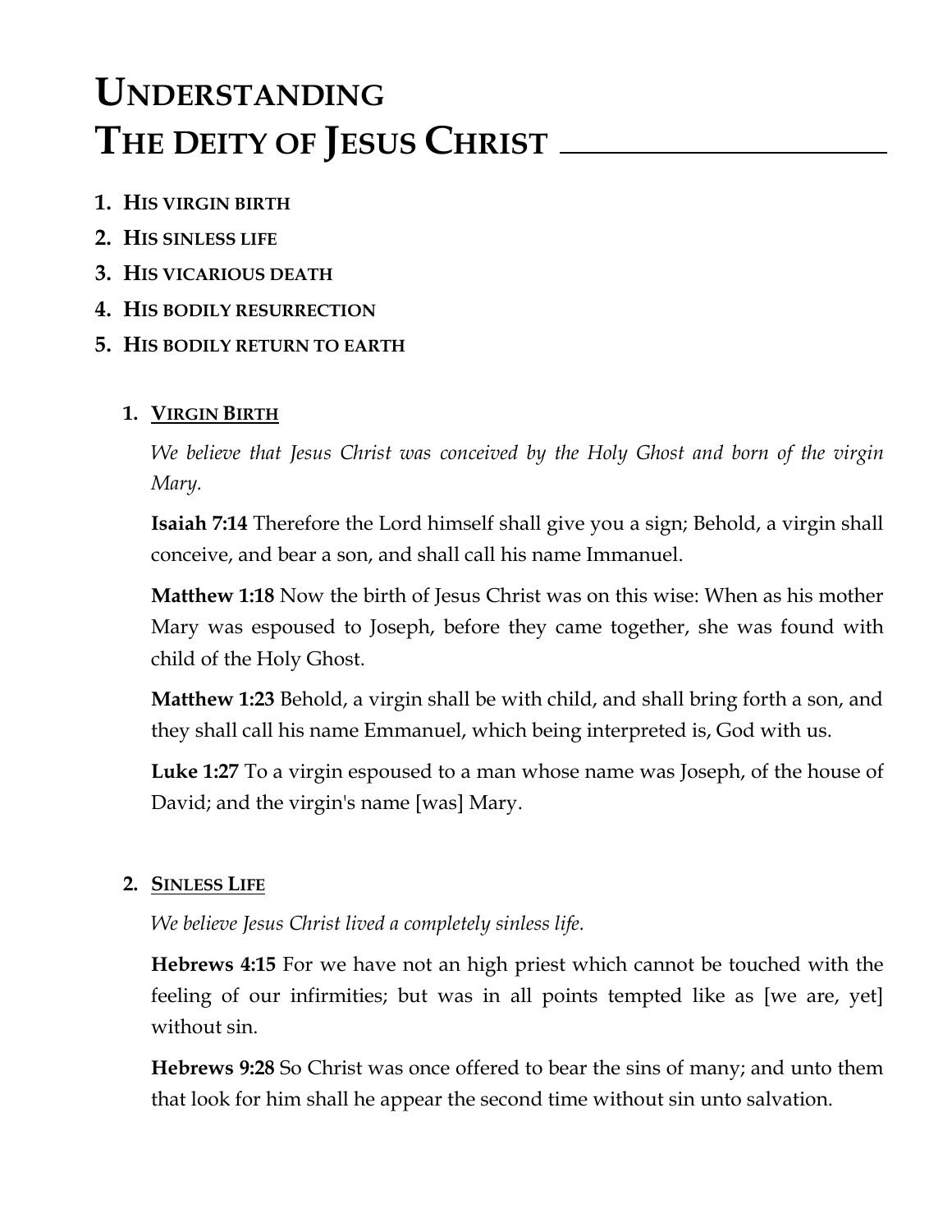# UNDERSTANDING THE DEITY OF JESUS CHRIST

1. **HIS VIRGIN BIRTH**
2. **HIS SINLESS LIFE**
3. **HIS VICARIOUS DEATH**
4. **HIS BODILY RESURRECTION**
5. **HIS BODILY RETURN TO EARTH**

## 1. VIRGIN BIRTH

*We believe that Jesus Christ was conceived by the Holy Ghost and born of the virgin Mary.*

**Isaiah 7:14** Therefore the Lord himself shall give you a sign; Behold, a virgin shall conceive, and bear a son, and shall call his name Immanuel.

**Matthew 1:18** Now the birth of Jesus Christ was on this wise: When as his mother Mary was espoused to Joseph, before they came together, she was found with child of the Holy Ghost.

**Matthew 1:23** Behold, a virgin shall be with child, and shall bring forth a son, and they shall call his name Emmanuel, which being interpreted is, God with us.

**Luke 1:27** To a virgin espoused to a man whose name was Joseph, of the house of David; and the virgin's name [was] Mary.

## 2. SINLESS LIFE

*We believe Jesus Christ lived a completely sinless life.*

**Hebrews 4:15** For we have not an high priest which cannot be touched with the feeling of our infirmities; but was in all points tempted like as [we are, yet] without sin.

**Hebrews 9:28** So Christ was once offered to bear the sins of many; and unto them that look for him shall he appear the second time without sin unto salvation.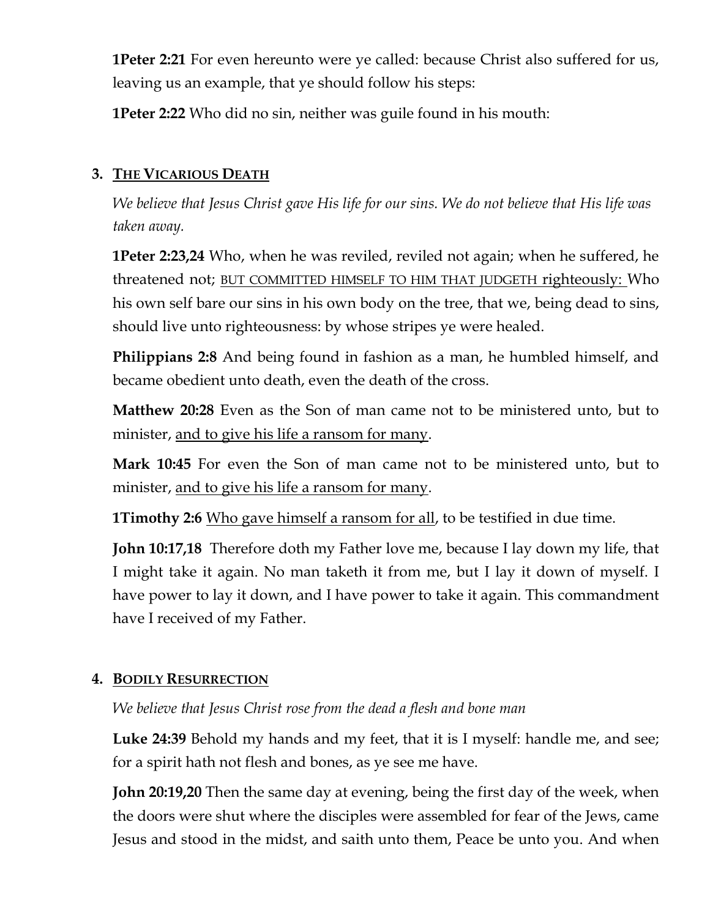**1Peter 2:21** For even hereunto were ye called: because Christ also suffered for us, leaving us an example, that ye should follow his steps:

**1Peter 2:22** Who did no sin, neither was guile found in his mouth:

### 3. <u>THE VICARIOUS DEATH</u>

*We believe that Jesus Christ gave His life for our sins. We do not believe that His life was taken away.*

**1Peter 2:23,24** Who, when he was reviled, reviled not again; when he suffered, he threatened not; <u>BUT COMMITTED HIMSELF TO HIM THAT JUDGETH righteously:</u> Who his own self bare our sins in his own body on the tree, that we, being dead to sins, should live unto righteousness: by whose stripes ye were healed.

**Philippians 2:8** And being found in fashion as a man, he humbled himself, and became obedient unto death, even the death of the cross.

**Matthew 20:28** Even as the Son of man came not to be ministered unto, but to minister, <u>and to give his life a ransom for many</u>.

**Mark 10:45** For even the Son of man came not to be ministered unto, but to minister, <u>and to give his life a ransom for many</u>.

**1Timothy 2:6** <u>Who gave himself a ransom for all</u>, to be testified in due time.

**John 10:17,18** Therefore doth my Father love me, because I lay down my life, that I might take it again. No man taketh it from me, but I lay it down of myself. I have power to lay it down, and I have power to take it again. This commandment have I received of my Father.

### 4. <u>BODILY RESURRECTION</u>

*We believe that Jesus Christ rose from the dead a flesh and bone man*

**Luke 24:39** Behold my hands and my feet, that it is I myself: handle me, and see; for a spirit hath not flesh and bones, as ye see me have.

**John 20:19,20** Then the same day at evening, being the first day of the week, when the doors were shut where the disciples were assembled for fear of the Jews, came Jesus and stood in the midst, and saith unto them, Peace be unto you. And when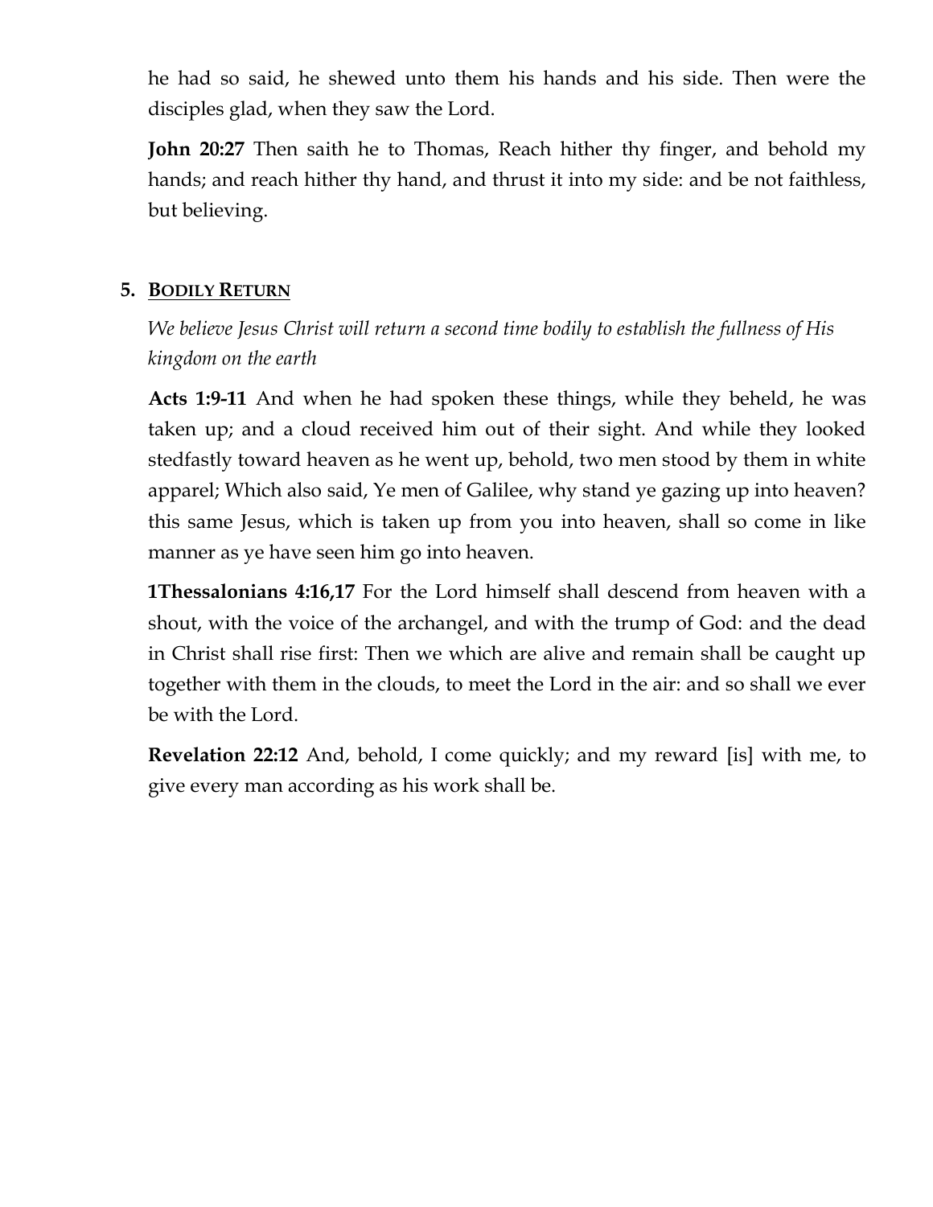he had so said, he shewed unto them his hands and his side. Then were the disciples glad, when they saw the Lord.

**John 20:27** Then saith he to Thomas, Reach hither thy finger, and behold my hands; and reach hither thy hand, and thrust it into my side: and be not faithless, but believing.

### 5. BODILY RETURN

*We believe Jesus Christ will return a second time bodily to establish the fullness of His kingdom on the earth*

**Acts 1:9-11** And when he had spoken these things, while they beheld, he was taken up; and a cloud received him out of their sight. And while they looked stedfastly toward heaven as he went up, behold, two men stood by them in white apparel; Which also said, Ye men of Galilee, why stand ye gazing up into heaven? this same Jesus, which is taken up from you into heaven, shall so come in like manner as ye have seen him go into heaven.

**1Thessalonians 4:16,17** For the Lord himself shall descend from heaven with a shout, with the voice of the archangel, and with the trump of God: and the dead in Christ shall rise first: Then we which are alive and remain shall be caught up together with them in the clouds, to meet the Lord in the air: and so shall we ever be with the Lord.

**Revelation 22:12** And, behold, I come quickly; and my reward [is] with me, to give every man according as his work shall be.